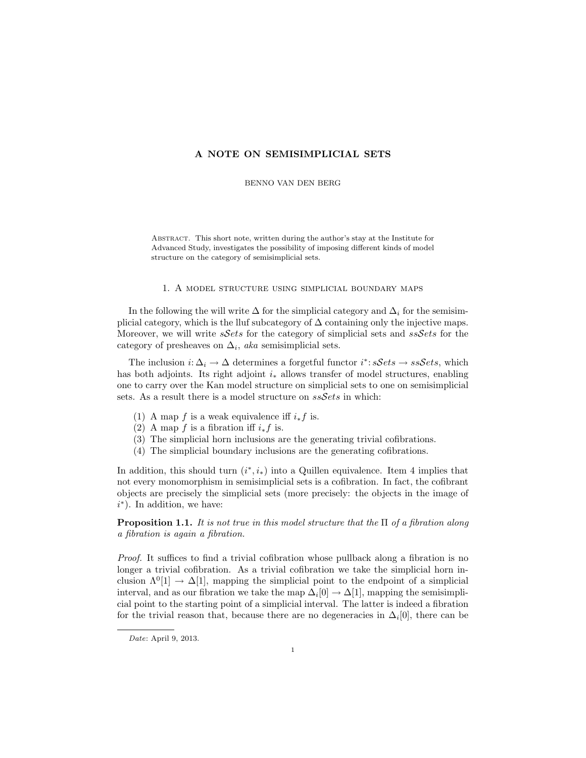# A NOTE ON SEMISIMPLICIAL SETS

BENNO VAN DEN BERG

Abstract. This short note, written during the author's stay at the Institute for Advanced Study, investigates the possibility of imposing different kinds of model structure on the category of semisimplicial sets.

## 1. A model structure using simplicial boundary maps

In the following the will write $\Delta$ for the simplicial category and $\Delta_i$ for the semisimplicial category, which is the lluf subcategory of $\Delta$ containing only the injective maps. Moreover, we will write $s\mathcal{S}ets$ for the category of simplicial sets and $ss\mathcal{S}ets$ for the category of presheaves on $\Delta_i$, *aka* semisimplicial sets.

The inclusion $i\colon \Delta_i \to \Delta$ determines a forgetful functor $i^*\colon s\mathcal{S}ets \to ss\mathcal{S}ets$, which has both adjoints. Its right adjoint $i_*$ allows transfer of model structures, enabling one to carry over the Kan model structure on simplicial sets to one on semisimplicial sets. As a result there is a model structure on $ss\mathcal{S}ets$ in which:

1. A map $f$ is a weak equivalence iff $i_* f$ is.
2. A map $f$ is a fibration iff $i_* f$ is.
3. The simplicial horn inclusions are the generating trivial cofibrations.
4. The simplicial boundary inclusions are the generating cofibrations.

In addition, this should turn $(i^*, i_*)$ into a Quillen equivalence. Item 4 implies that not every monomorphism in semisimplicial sets is a cofibration. In fact, the cofibrant objects are precisely the simplicial sets (more precisely: the objects in the image of $i^*$). In addition, we have:

**Proposition 1.1.** *It is not true in this model structure that the* $\Pi$ *of a fibration along a fibration is again a fibration.*

*Proof.* It suffices to find a trivial cofibration whose pullback along a fibration is no longer a trivial cofibration. As a trivial cofibration we take the simplicial horn inclusion $\Lambda^0[1] \to \Delta[1]$, mapping the simplicial point to the endpoint of a simplicial interval, and as our fibration we take the map $\Delta_i[0] \to \Delta[1]$, mapping the semisimplicial point to the starting point of a simplicial interval. The latter is indeed a fibration for the trivial reason that, because there are no degeneracies in $\Delta_i[0]$, there can be

*Date*: April 9, 2013.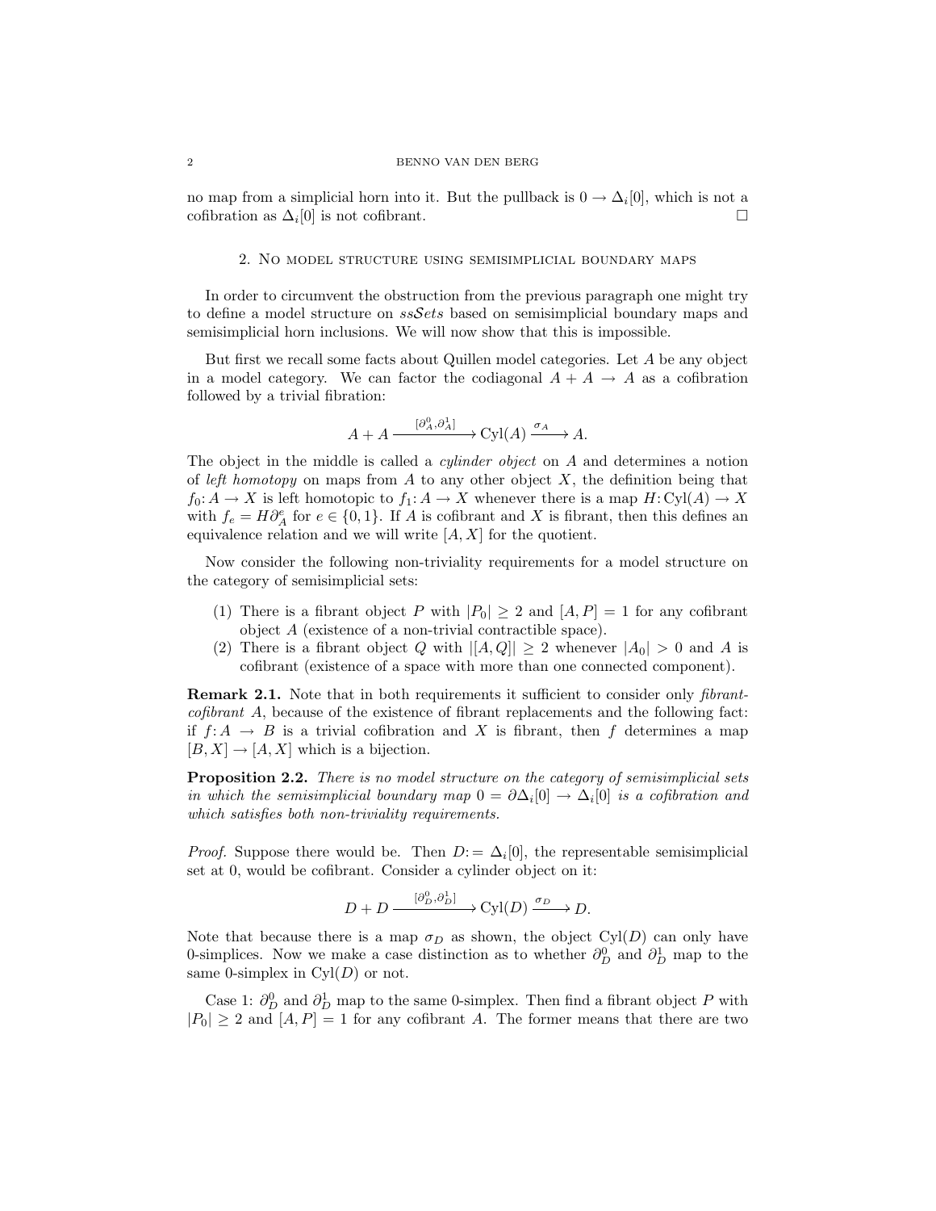no map from a simplicial horn into it. But the pullback is $0 \to \Delta_i[0]$, which is not a cofibration as $\Delta_i[0]$ is not cofibrant. □

## 2. No model structure using semisimplicial boundary maps

In order to circumvent the obstruction from the previous paragraph one might try to define a model structure on $ss\mathcal{S}ets$ based on semisimplicial boundary maps and semisimplicial horn inclusions. We will now show that this is impossible.

But first we recall some facts about Quillen model categories. Let $A$ be any object in a model category. We can factor the codiagonal $A + A \to A$ as a cofibration followed by a trivial fibration:

$$A + A \xrightarrow{[\partial_A^0, \partial_A^1]} \mathrm{Cyl}(A) \xrightarrow{\sigma_A} A.$$

The object in the middle is called a *cylinder object* on $A$ and determines a notion of *left homotopy* on maps from $A$ to any other object $X$, the definition being that $f_0 \colon A \to X$ is left homotopic to $f_1 \colon A \to X$ whenever there is a map $H \colon \mathrm{Cyl}(A) \to X$ with $f_e = H\partial_A^e$ for $e \in \{0, 1\}$. If $A$ is cofibrant and $X$ is fibrant, then this defines an equivalence relation and we will write $[A, X]$ for the quotient.

Now consider the following non-triviality requirements for a model structure on the category of semisimplicial sets:

1. There is a fibrant object $P$ with $|P_0| \geq 2$ and $[A, P] = 1$ for any cofibrant object $A$ (existence of a non-trivial contractible space).
2. There is a fibrant object $Q$ with $|[A, Q]| \geq 2$ whenever $|A_0| > 0$ and $A$ is cofibrant (existence of a space with more than one connected component).

**Remark 2.1.** Note that in both requirements it sufficient to consider only *fibrant-cofibrant* $A$, because of the existence of fibrant replacements and the following fact: if $f \colon A \to B$ is a trivial cofibration and $X$ is fibrant, then $f$ determines a map $[B, X] \to [A, X]$ which is a bijection.

**Proposition 2.2.** *There is no model structure on the category of semisimplicial sets in which the semisimplicial boundary map $0 = \partial\Delta_i[0] \to \Delta_i[0]$ is a cofibration and which satisfies both non-triviality requirements.*

*Proof.* Suppose there would be. Then $D := \Delta_i[0]$, the representable semisimplicial set at 0, would be cofibrant. Consider a cylinder object on it:

$$D + D \xrightarrow{[\partial_D^0, \partial_D^1]} \mathrm{Cyl}(D) \xrightarrow{\sigma_D} D.$$

Note that because there is a map $\sigma_D$ as shown, the object $\mathrm{Cyl}(D)$ can only have 0-simplices. Now we make a case distinction as to whether $\partial_D^0$ and $\partial_D^1$ map to the same 0-simplex in $\mathrm{Cyl}(D)$ or not.

Case 1: $\partial_D^0$ and $\partial_D^1$ map to the same 0-simplex. Then find a fibrant object $P$ with $|P_0| \geq 2$ and $[A, P] = 1$ for any cofibrant $A$. The former means that there are two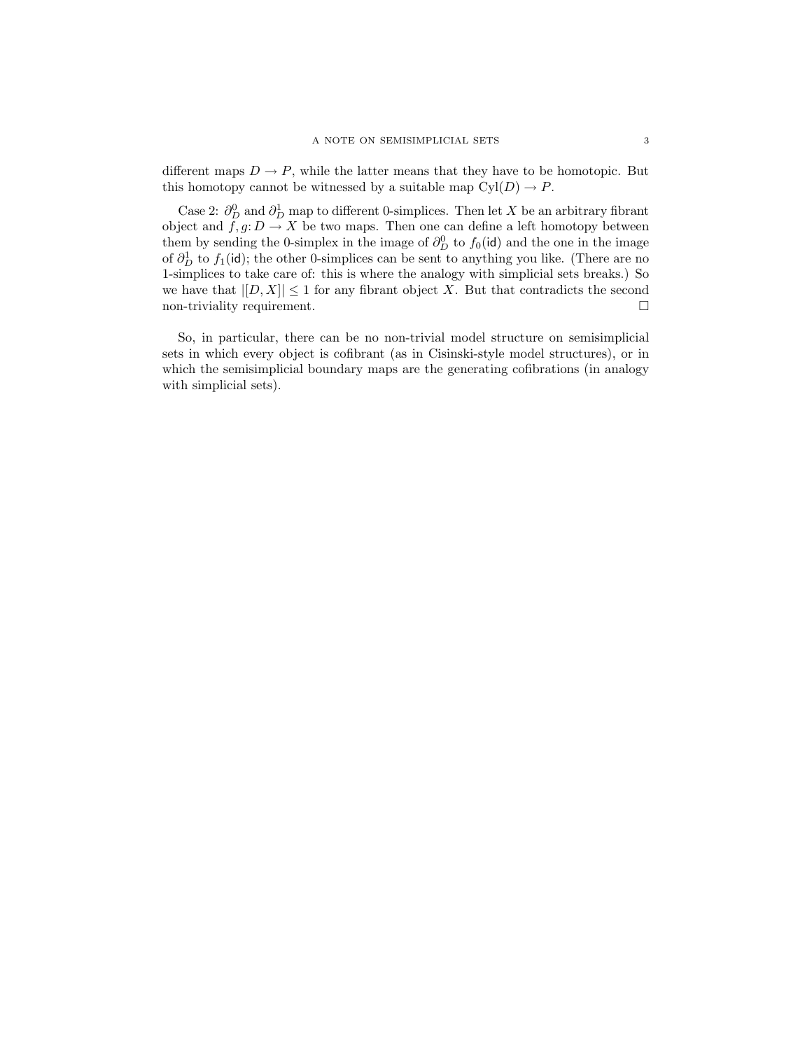different maps $D \to P$, while the latter means that they have to be homotopic. But this homotopy cannot be witnessed by a suitable map $\mathrm{Cyl}(D) \to P$.

Case 2: $\partial_D^0$ and $\partial_D^1$ map to different 0-simplices. Then let $X$ be an arbitrary fibrant object and $f, g\colon D \to X$ be two maps. Then one can define a left homotopy between them by sending the 0-simplex in the image of $\partial_D^0$ to $f_0(\mathsf{id})$ and the one in the image of $\partial_D^1$ to $f_1(\mathsf{id})$; the other 0-simplices can be sent to anything you like. (There are no 1-simplices to take care of: this is where the analogy with simplicial sets breaks.) So we have that $|[D, X]| \leq 1$ for any fibrant object $X$. But that contradicts the second non-triviality requirement. $\square$

So, in particular, there can be no non-trivial model structure on semisimplicial sets in which every object is cofibrant (as in Cisinski-style model structures), or in which the semisimplicial boundary maps are the generating cofibrations (in analogy with simplicial sets).